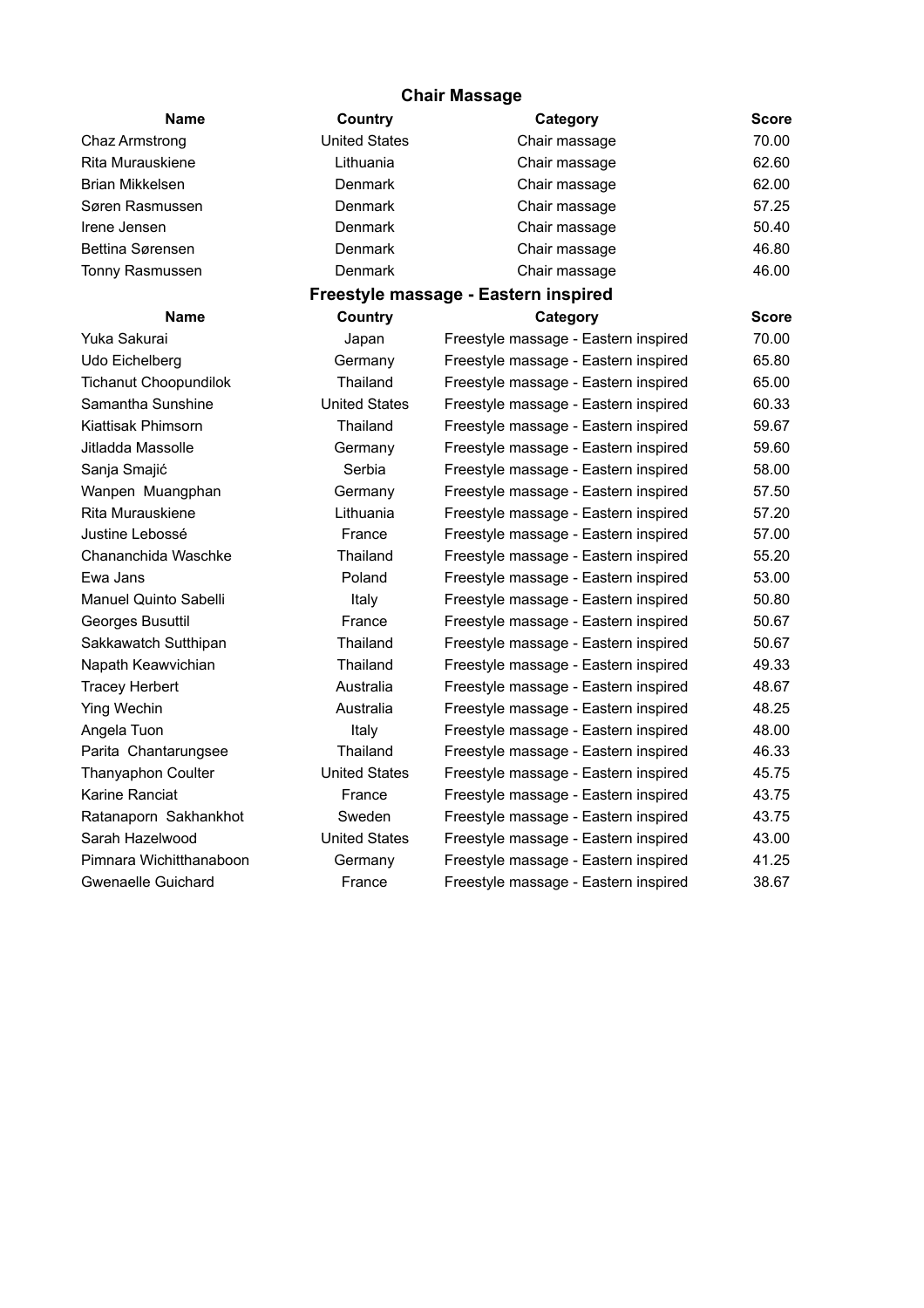## Chair Massage

| Name | Country | Category | Score |
|---|---|---|---|
| Chaz Armstrong | United States | Chair massage | 70.00 |
| Rita Murauskiene | Lithuania | Chair massage | 62.60 |
| Brian Mikkelsen | Denmark | Chair massage | 62.00 |
| Søren Rasmussen | Denmark | Chair massage | 57.25 |
| Irene Jensen | Denmark | Chair massage | 50.40 |
| Bettina Sørensen | Denmark | Chair massage | 46.80 |
| Tonny Rasmussen | Denmark | Chair massage | 46.00 |

## Freestyle massage - Eastern inspired

| Name | Country | Category | Score |
|---|---|---|---|
| Yuka Sakurai | Japan | Freestyle massage - Eastern inspired | 70.00 |
| Udo Eichelberg | Germany | Freestyle massage - Eastern inspired | 65.80 |
| Tichanut Choopundilok | Thailand | Freestyle massage - Eastern inspired | 65.00 |
| Samantha Sunshine | United States | Freestyle massage - Eastern inspired | 60.33 |
| Kiattisak Phimsorn | Thailand | Freestyle massage - Eastern inspired | 59.67 |
| Jitladda Massolle | Germany | Freestyle massage - Eastern inspired | 59.60 |
| Sanja Smajić | Serbia | Freestyle massage - Eastern inspired | 58.00 |
| Wanpen Muangphan | Germany | Freestyle massage - Eastern inspired | 57.50 |
| Rita Murauskiene | Lithuania | Freestyle massage - Eastern inspired | 57.20 |
| Justine Lebossé | France | Freestyle massage - Eastern inspired | 57.00 |
| Chananchida Waschke | Thailand | Freestyle massage - Eastern inspired | 55.20 |
| Ewa Jans | Poland | Freestyle massage - Eastern inspired | 53.00 |
| Manuel Quinto Sabelli | Italy | Freestyle massage - Eastern inspired | 50.80 |
| Georges Busuttil | France | Freestyle massage - Eastern inspired | 50.67 |
| Sakkawatch Sutthipan | Thailand | Freestyle massage - Eastern inspired | 50.67 |
| Napath Keawvichian | Thailand | Freestyle massage - Eastern inspired | 49.33 |
| Tracey Herbert | Australia | Freestyle massage - Eastern inspired | 48.67 |
| Ying Wechin | Australia | Freestyle massage - Eastern inspired | 48.25 |
| Angela Tuon | Italy | Freestyle massage - Eastern inspired | 48.00 |
| Parita Chantarungsee | Thailand | Freestyle massage - Eastern inspired | 46.33 |
| Thanyaphon Coulter | United States | Freestyle massage - Eastern inspired | 45.75 |
| Karine Ranciat | France | Freestyle massage - Eastern inspired | 43.75 |
| Ratanaporn Sakhankhot | Sweden | Freestyle massage - Eastern inspired | 43.75 |
| Sarah Hazelwood | United States | Freestyle massage - Eastern inspired | 43.00 |
| Pimnara Wichitthanaboon | Germany | Freestyle massage - Eastern inspired | 41.25 |
| Gwenaelle Guichard | France | Freestyle massage - Eastern inspired | 38.67 |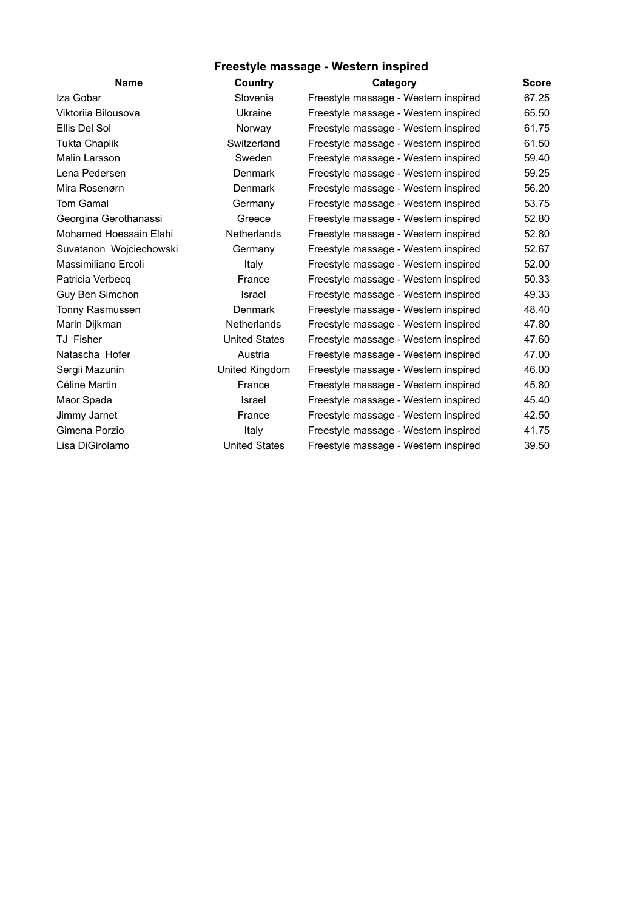## Freestyle massage - Western inspired

| Name | Country | Category | Score |
|---|---|---|---|
| Iza Gobar | Slovenia | Freestyle massage - Western inspired | 67.25 |
| Viktoriia Bilousova | Ukraine | Freestyle massage - Western inspired | 65.50 |
| Ellis Del Sol | Norway | Freestyle massage - Western inspired | 61.75 |
| Tukta Chaplik | Switzerland | Freestyle massage - Western inspired | 61.50 |
| Malin Larsson | Sweden | Freestyle massage - Western inspired | 59.40 |
| Lena Pedersen | Denmark | Freestyle massage - Western inspired | 59.25 |
| Mira Rosenørn | Denmark | Freestyle massage - Western inspired | 56.20 |
| Tom Gamal | Germany | Freestyle massage - Western inspired | 53.75 |
| Georgina Gerothanassi | Greece | Freestyle massage - Western inspired | 52.80 |
| Mohamed Hoessain Elahi | Netherlands | Freestyle massage - Western inspired | 52.80 |
| Suvatanon Wojciechowski | Germany | Freestyle massage - Western inspired | 52.67 |
| Massimiliano Ercoli | Italy | Freestyle massage - Western inspired | 52.00 |
| Patricia Verbecq | France | Freestyle massage - Western inspired | 50.33 |
| Guy Ben Simchon | Israel | Freestyle massage - Western inspired | 49.33 |
| Tonny Rasmussen | Denmark | Freestyle massage - Western inspired | 48.40 |
| Marin Dijkman | Netherlands | Freestyle massage - Western inspired | 47.80 |
| TJ Fisher | United States | Freestyle massage - Western inspired | 47.60 |
| Natascha Hofer | Austria | Freestyle massage - Western inspired | 47.00 |
| Sergii Mazunin | United Kingdom | Freestyle massage - Western inspired | 46.00 |
| Céline Martin | France | Freestyle massage - Western inspired | 45.80 |
| Maor Spada | Israel | Freestyle massage - Western inspired | 45.40 |
| Jimmy Jarnet | France | Freestyle massage - Western inspired | 42.50 |
| Gimena Porzio | Italy | Freestyle massage - Western inspired | 41.75 |
| Lisa DiGirolamo | United States | Freestyle massage - Western inspired | 39.50 |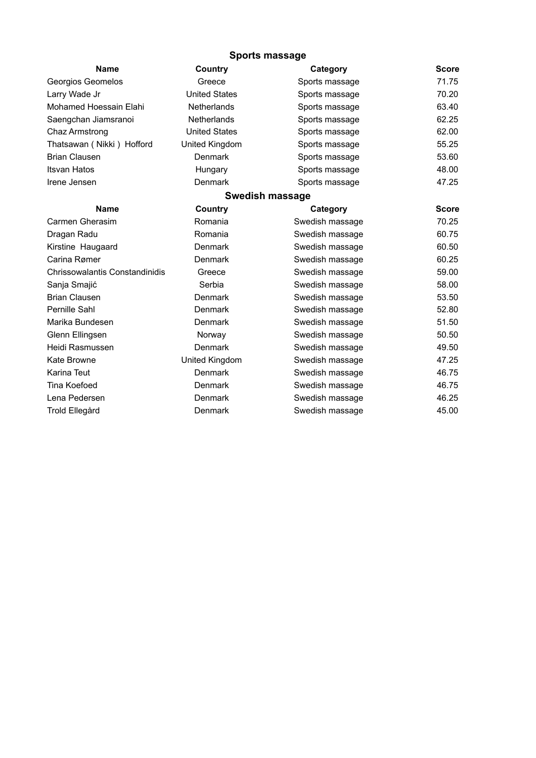## Sports massage

| Name | Country | Category | Score |
|---|---|---|---|
| Georgios Geomelos | Greece | Sports massage | 71.75 |
| Larry Wade Jr | United States | Sports massage | 70.20 |
| Mohamed Hoessain Elahi | Netherlands | Sports massage | 63.40 |
| Saengchan Jiamsranoi | Netherlands | Sports massage | 62.25 |
| Chaz Armstrong | United States | Sports massage | 62.00 |
| Thatsawan ( Nikki ) Hofford | United Kingdom | Sports massage | 55.25 |
| Brian Clausen | Denmark | Sports massage | 53.60 |
| Itsvan Hatos | Hungary | Sports massage | 48.00 |
| Irene Jensen | Denmark | Sports massage | 47.25 |

## Swedish massage

| Name | Country | Category | Score |
|---|---|---|---|
| Carmen Gherasim | Romania | Swedish massage | 70.25 |
| Dragan Radu | Romania | Swedish massage | 60.75 |
| Kirstine Haugaard | Denmark | Swedish massage | 60.50 |
| Carina Rømer | Denmark | Swedish massage | 60.25 |
| Chrissowalantis Constandinidis | Greece | Swedish massage | 59.00 |
| Sanja Smajić | Serbia | Swedish massage | 58.00 |
| Brian Clausen | Denmark | Swedish massage | 53.50 |
| Pernille Sahl | Denmark | Swedish massage | 52.80 |
| Marika Bundesen | Denmark | Swedish massage | 51.50 |
| Glenn Ellingsen | Norway | Swedish massage | 50.50 |
| Heidi Rasmussen | Denmark | Swedish massage | 49.50 |
| Kate Browne | United Kingdom | Swedish massage | 47.25 |
| Karina Teut | Denmark | Swedish massage | 46.75 |
| Tina Koefoed | Denmark | Swedish massage | 46.75 |
| Lena Pedersen | Denmark | Swedish massage | 46.25 |
| Trold Ellegård | Denmark | Swedish massage | 45.00 |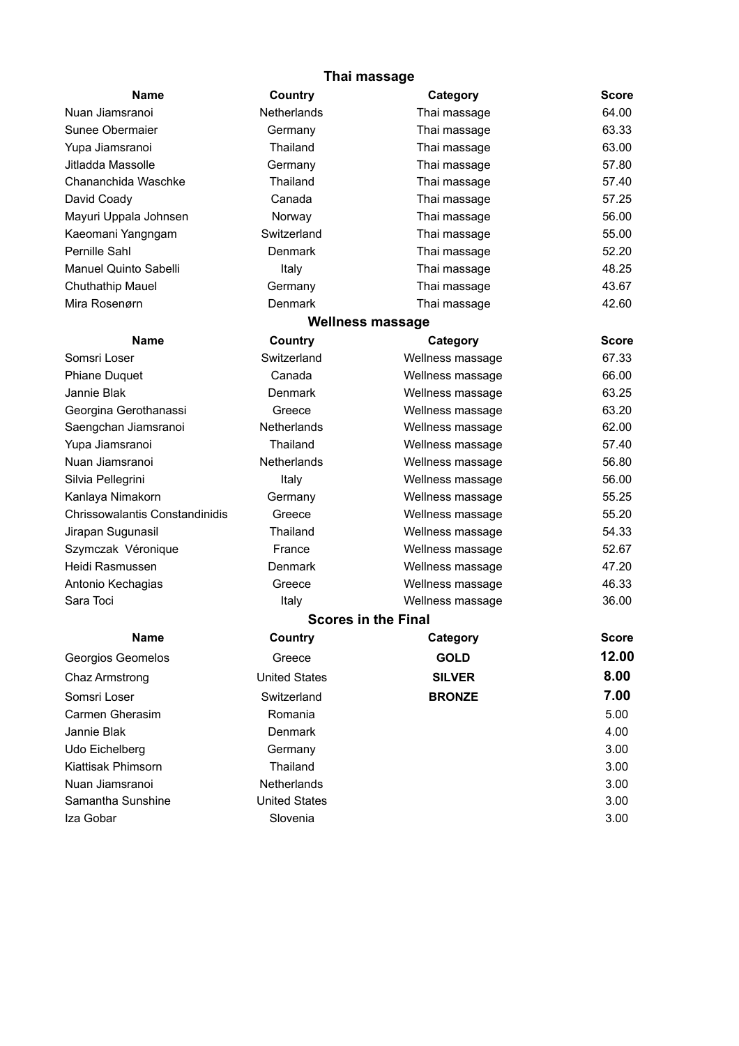## Thai massage

| Name | Country | Category | Score |
|---|---|---|---|
| Nuan Jiamsranoi | Netherlands | Thai massage | 64.00 |
| Sunee Obermaier | Germany | Thai massage | 63.33 |
| Yupa Jiamsranoi | Thailand | Thai massage | 63.00 |
| Jitladda Massolle | Germany | Thai massage | 57.80 |
| Chananchida Waschke | Thailand | Thai massage | 57.40 |
| David Coady | Canada | Thai massage | 57.25 |
| Mayuri Uppala Johnsen | Norway | Thai massage | 56.00 |
| Kaeomani Yangngam | Switzerland | Thai massage | 55.00 |
| Pernille Sahl | Denmark | Thai massage | 52.20 |
| Manuel Quinto Sabelli | Italy | Thai massage | 48.25 |
| Chuthathip Mauel | Germany | Thai massage | 43.67 |
| Mira Rosenørn | Denmark | Thai massage | 42.60 |

## Wellness massage

| Name | Country | Category | Score |
|---|---|---|---|
| Somsri Loser | Switzerland | Wellness massage | 67.33 |
| Phiane Duquet | Canada | Wellness massage | 66.00 |
| Jannie Blak | Denmark | Wellness massage | 63.25 |
| Georgina Gerothanassi | Greece | Wellness massage | 63.20 |
| Saengchan Jiamsranoi | Netherlands | Wellness massage | 62.00 |
| Yupa Jiamsranoi | Thailand | Wellness massage | 57.40 |
| Nuan Jiamsranoi | Netherlands | Wellness massage | 56.80 |
| Silvia Pellegrini | Italy | Wellness massage | 56.00 |
| Kanlaya Nimakorn | Germany | Wellness massage | 55.25 |
| Chrissowalantis Constandinidis | Greece | Wellness massage | 55.20 |
| Jirapan Sugunasil | Thailand | Wellness massage | 54.33 |
| Szymczak  Véronique | France | Wellness massage | 52.67 |
| Heidi Rasmussen | Denmark | Wellness massage | 47.20 |
| Antonio Kechagias | Greece | Wellness massage | 46.33 |
| Sara Toci | Italy | Wellness massage | 36.00 |

## Scores in the Final

| Name | Country | Category | Score |
|---|---|---|---|
| Georgios Geomelos | Greece | **GOLD** | **12.00** |
| Chaz Armstrong | United States | **SILVER** | **8.00** |
| Somsri Loser | Switzerland | **BRONZE** | **7.00** |
| Carmen Gherasim | Romania | | 5.00 |
| Jannie Blak | Denmark | | 4.00 |
| Udo Eichelberg | Germany | | 3.00 |
| Kiattisak Phimsorn | Thailand | | 3.00 |
| Nuan Jiamsranoi | Netherlands | | 3.00 |
| Samantha Sunshine | United States | | 3.00 |
| Iza Gobar | Slovenia | | 3.00 |